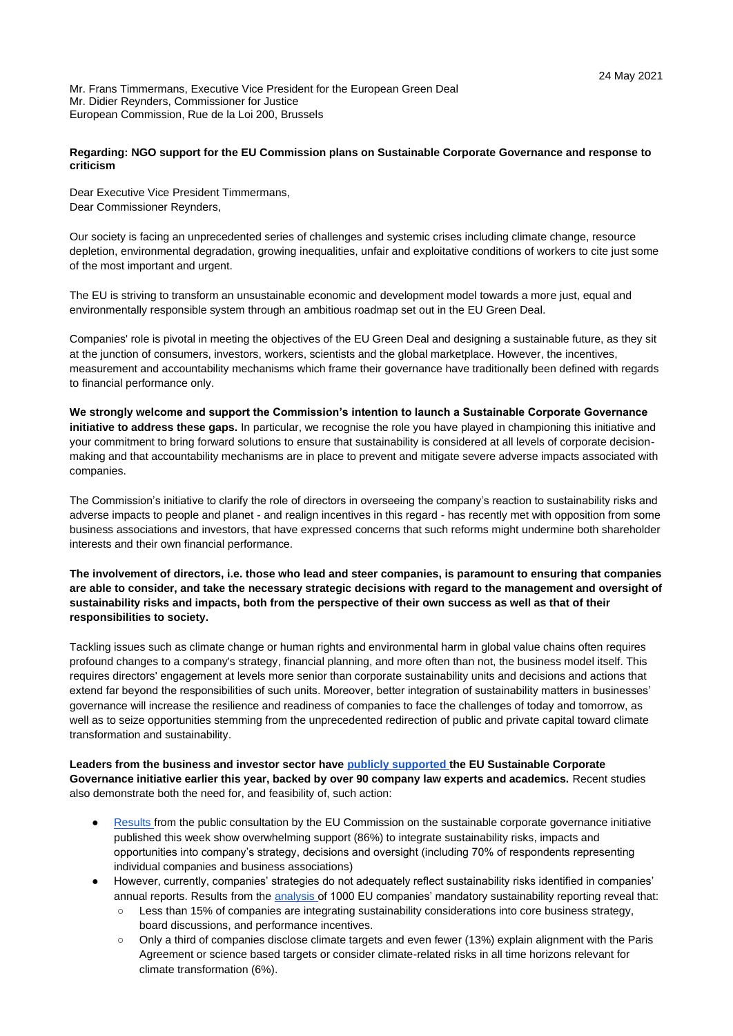24 May 2021

Mr. Frans Timmermans, Executive Vice President for the European Green Deal
Mr. Didier Reynders, Commissioner for Justice
European Commission, Rue de la Loi 200, Brussels

**Regarding: NGO support for the EU Commission plans on Sustainable Corporate Governance and response to criticism**

Dear Executive Vice President Timmermans,
Dear Commissioner Reynders,

Our society is facing an unprecedented series of challenges and systemic crises including climate change, resource depletion, environmental degradation, growing inequalities, unfair and exploitative conditions of workers to cite just some of the most important and urgent.

The EU is striving to transform an unsustainable economic and development model towards a more just, equal and environmentally responsible system through an ambitious roadmap set out in the EU Green Deal.

Companies' role is pivotal in meeting the objectives of the EU Green Deal and designing a sustainable future, as they sit at the junction of consumers, investors, workers, scientists and the global marketplace. However, the incentives, measurement and accountability mechanisms which frame their governance have traditionally been defined with regards to financial performance only.

**We strongly welcome and support the Commission's intention to launch a Sustainable Corporate Governance initiative to address these gaps.** In particular, we recognise the role you have played in championing this initiative and your commitment to bring forward solutions to ensure that sustainability is considered at all levels of corporate decision-making and that accountability mechanisms are in place to prevent and mitigate severe adverse impacts associated with companies.

The Commission's initiative to clarify the role of directors in overseeing the company's reaction to sustainability risks and adverse impacts to people and planet - and realign incentives in this regard - has recently met with opposition from some business associations and investors, that have expressed concerns that such reforms might undermine both shareholder interests and their own financial performance.

**The involvement of directors, i.e. those who lead and steer companies, is paramount to ensuring that companies are able to consider, and take the necessary strategic decisions with regard to the management and oversight of sustainability risks and impacts, both from the perspective of their own success as well as that of their responsibilities to society.**

Tackling issues such as climate change or human rights and environmental harm in global value chains often requires profound changes to a company's strategy, financial planning, and more often than not, the business model itself. This requires directors' engagement at levels more senior than corporate sustainability units and decisions and actions that extend far beyond the responsibilities of such units. Moreover, better integration of sustainability matters in businesses' governance will increase the resilience and readiness of companies to face the challenges of today and tomorrow, as well as to seize opportunities stemming from the unprecedented redirection of public and private capital toward climate transformation and sustainability.

**Leaders from the business and investor sector have publicly supported the EU Sustainable Corporate Governance initiative earlier this year, backed by over 90 company law experts and academics.** Recent studies also demonstrate both the need for, and feasibility of, such action:

- Results from the public consultation by the EU Commission on the sustainable corporate governance initiative published this week show overwhelming support (86%) to integrate sustainability risks, impacts and opportunities into company's strategy, decisions and oversight (including 70% of respondents representing individual companies and business associations)
- However, currently, companies' strategies do not adequately reflect sustainability risks identified in companies' annual reports. Results from the analysis of 1000 EU companies' mandatory sustainability reporting reveal that:
  - Less than 15% of companies are integrating sustainability considerations into core business strategy, board discussions, and performance incentives.
  - Only a third of companies disclose climate targets and even fewer (13%) explain alignment with the Paris Agreement or science based targets or consider climate-related risks in all time horizons relevant for climate transformation (6%).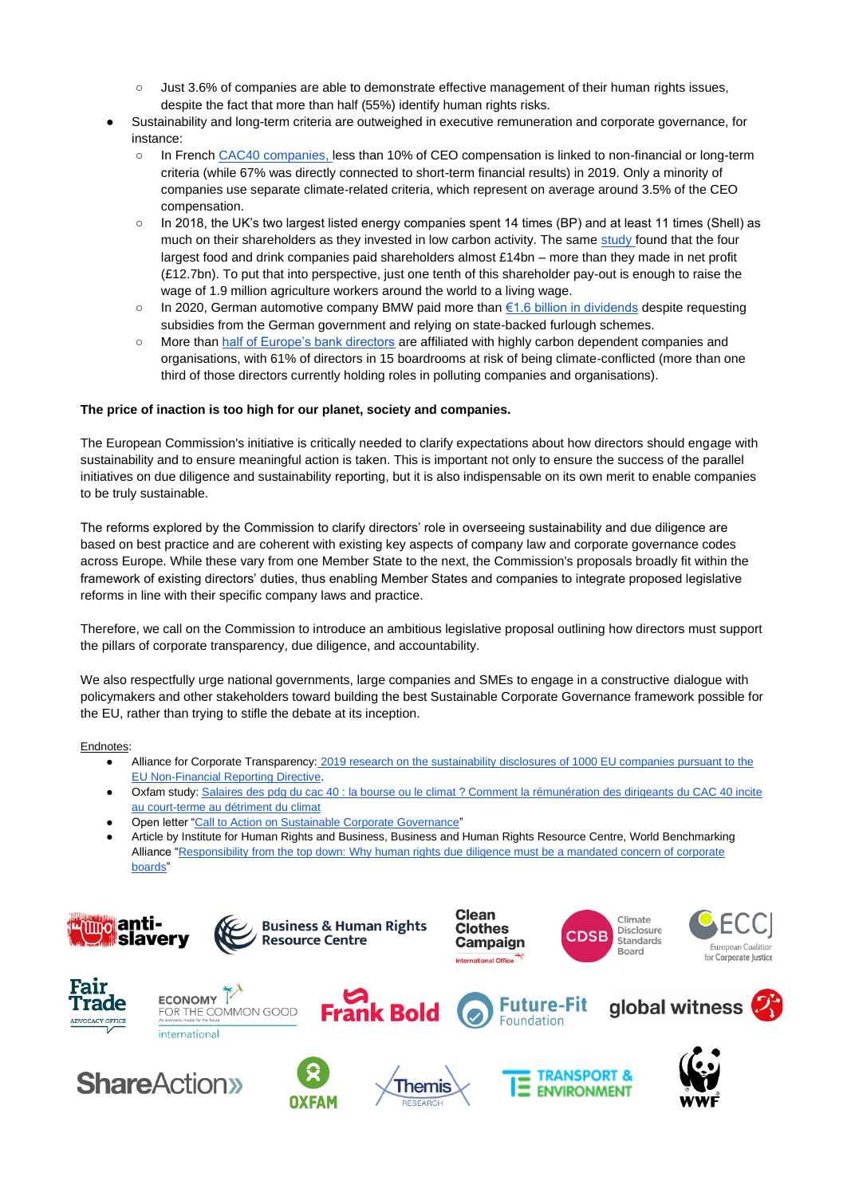- Just 3.6% of companies are able to demonstrate effective management of their human rights issues, despite the fact that more than half (55%) identify human rights risks.
- Sustainability and long-term criteria are outweighed in executive remuneration and corporate governance, for instance:
    - In French CAC40 companies, less than 10% of CEO compensation is linked to non-financial or long-term criteria (while 67% was directly connected to short-term financial results) in 2019. Only a minority of companies use separate climate-related criteria, which represent on average around 3.5% of the CEO compensation.
    - In 2018, the UK's two largest listed energy companies spent 14 times (BP) and at least 11 times (Shell) as much on their shareholders as they invested in low carbon activity. The same study found that the four largest food and drink companies paid shareholders almost £14bn – more than they made in net profit (£12.7bn). To put that into perspective, just one tenth of this shareholder pay-out is enough to raise the wage of 1.9 million agriculture workers around the world to a living wage.
    - In 2020, German automotive company BMW paid more than €1.6 billion in dividends despite requesting subsidies from the German government and relying on state-backed furlough schemes.
    - More than half of Europe's bank directors are affiliated with highly carbon dependent companies and organisations, with 61% of directors in 15 boardrooms at risk of being climate-conflicted (more than one third of those directors currently holding roles in polluting companies and organisations).

**The price of inaction is too high for our planet, society and companies.**

The European Commission's initiative is critically needed to clarify expectations about how directors should engage with sustainability and to ensure meaningful action is taken. This is important not only to ensure the success of the parallel initiatives on due diligence and sustainability reporting, but it is also indispensable on its own merit to enable companies to be truly sustainable.

The reforms explored by the Commission to clarify directors' role in overseeing sustainability and due diligence are based on best practice and are coherent with existing key aspects of company law and corporate governance codes across Europe. While these vary from one Member State to the next, the Commission's proposals broadly fit within the framework of existing directors' duties, thus enabling Member States and companies to integrate proposed legislative reforms in line with their specific company laws and practice.

Therefore, we call on the Commission to introduce an ambitious legislative proposal outlining how directors must support the pillars of corporate transparency, due diligence, and accountability.

We also respectfully urge national governments, large companies and SMEs to engage in a constructive dialogue with policymakers and other stakeholders toward building the best Sustainable Corporate Governance framework possible for the EU, rather than trying to stifle the debate at its inception.

Endnotes:

- Alliance for Corporate Transparency: 2019 research on the sustainability disclosures of 1000 EU companies pursuant to the EU Non-Financial Reporting Directive.
- Oxfam study: Salaires des pdg du cac 40 : la bourse ou le climat ? Comment la rémunération des dirigeants du CAC 40 incite au court-terme au détriment du climat
- Open letter "Call to Action on Sustainable Corporate Governance"
- Article by Institute for Human Rights and Business, Business and Human Rights Resource Centre, World Benchmarking Alliance "Responsibility from the top down: Why human rights due diligence must be a mandated concern of corporate boards"

anti-slavery | Business & Human Rights Resource Centre | Clean Clothes Campaign International Office | CDSB Climate Disclosure Standards Board | ECCJ European Coalition for Corporate Justice | Fair Trade Advocacy Office | Economy for the Common Good international | Frank Bold | Future-Fit Foundation | global witness | ShareAction | Oxfam | Themis Research | Transport & Environment | WWF